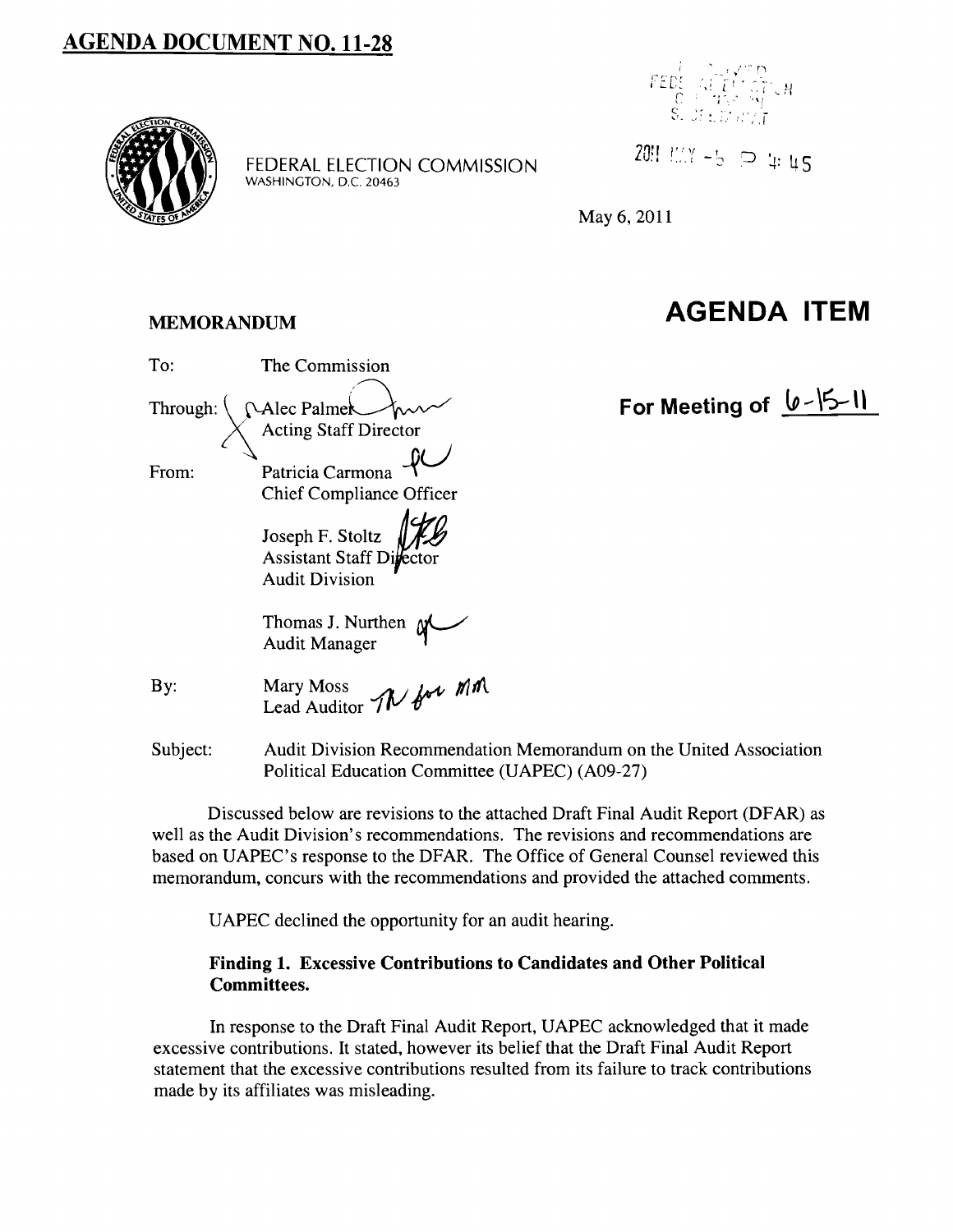# AGENDA DOCUMENT NO. 11-28

FEDERAL ELECTION COMMISSION
WASHINGTON, D.C. 20463

2011 MAY -6 P 4:45

May 6, 2011

**MEMORANDUM**

# AGENDA ITEM

**For Meeting of 6-15-11**

To: The Commission

Through: Alec Palmer
Acting Staff Director

From: Patricia Carmona
Chief Compliance Officer

Joseph F. Stoltz
Assistant Staff Director
Audit Division

Thomas J. Nurthen
Audit Manager

By: Mary Moss
Lead Auditor

Subject: Audit Division Recommendation Memorandum on the United Association Political Education Committee (UAPEC) (A09-27)

Discussed below are revisions to the attached Draft Final Audit Report (DFAR) as well as the Audit Division's recommendations. The revisions and recommendations are based on UAPEC's response to the DFAR. The Office of General Counsel reviewed this memorandum, concurs with the recommendations and provided the attached comments.

UAPEC declined the opportunity for an audit hearing.

### Finding 1. Excessive Contributions to Candidates and Other Political Committees.

In response to the Draft Final Audit Report, UAPEC acknowledged that it made excessive contributions. It stated, however its belief that the Draft Final Audit Report statement that the excessive contributions resulted from its failure to track contributions made by its affiliates was misleading.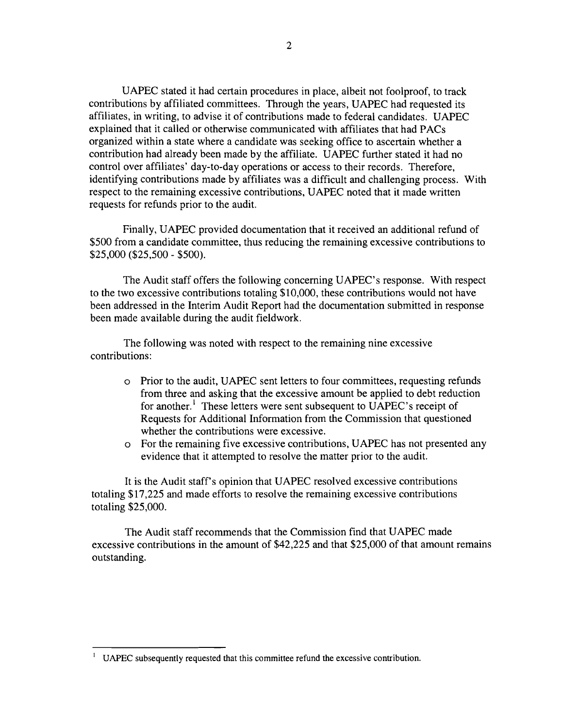UAPEC stated it had certain procedures in place, albeit not foolproof, to track contributions by affiliated committees. Through the years, UAPEC had requested its affiliates, in writing, to advise it of contributions made to federal candidates. UAPEC explained that it called or otherwise communicated with affiliates that had PACs organized within a state where a candidate was seeking office to ascertain whether a contribution had already been made by the affiliate. UAPEC further stated it had no control over affiliates' day-to-day operations or access to their records. Therefore, identifying contributions made by affiliates was a difficult and challenging process. With respect to the remaining excessive contributions, UAPEC noted that it made written requests for refunds prior to the audit.

Finally, UAPEC provided documentation that it received an additional refund of $500 from a candidate committee, thus reducing the remaining excessive contributions to $25,000 ($25,500 - $500).

The Audit staff offers the following concerning UAPEC's response. With respect to the two excessive contributions totaling $10,000, these contributions would not have been addressed in the Interim Audit Report had the documentation submitted in response been made available during the audit fieldwork.

The following was noted with respect to the remaining nine excessive contributions:

- Prior to the audit, UAPEC sent letters to four committees, requesting refunds from three and asking that the excessive amount be applied to debt reduction for another.[1] These letters were sent subsequent to UAPEC's receipt of Requests for Additional Information from the Commission that questioned whether the contributions were excessive.
- For the remaining five excessive contributions, UAPEC has not presented any evidence that it attempted to resolve the matter prior to the audit.

It is the Audit staff's opinion that UAPEC resolved excessive contributions totaling $17,225 and made efforts to resolve the remaining excessive contributions totaling $25,000.

The Audit staff recommends that the Commission find that UAPEC made excessive contributions in the amount of $42,225 and that $25,000 of that amount remains outstanding.

[1] UAPEC subsequently requested that this committee refund the excessive contribution.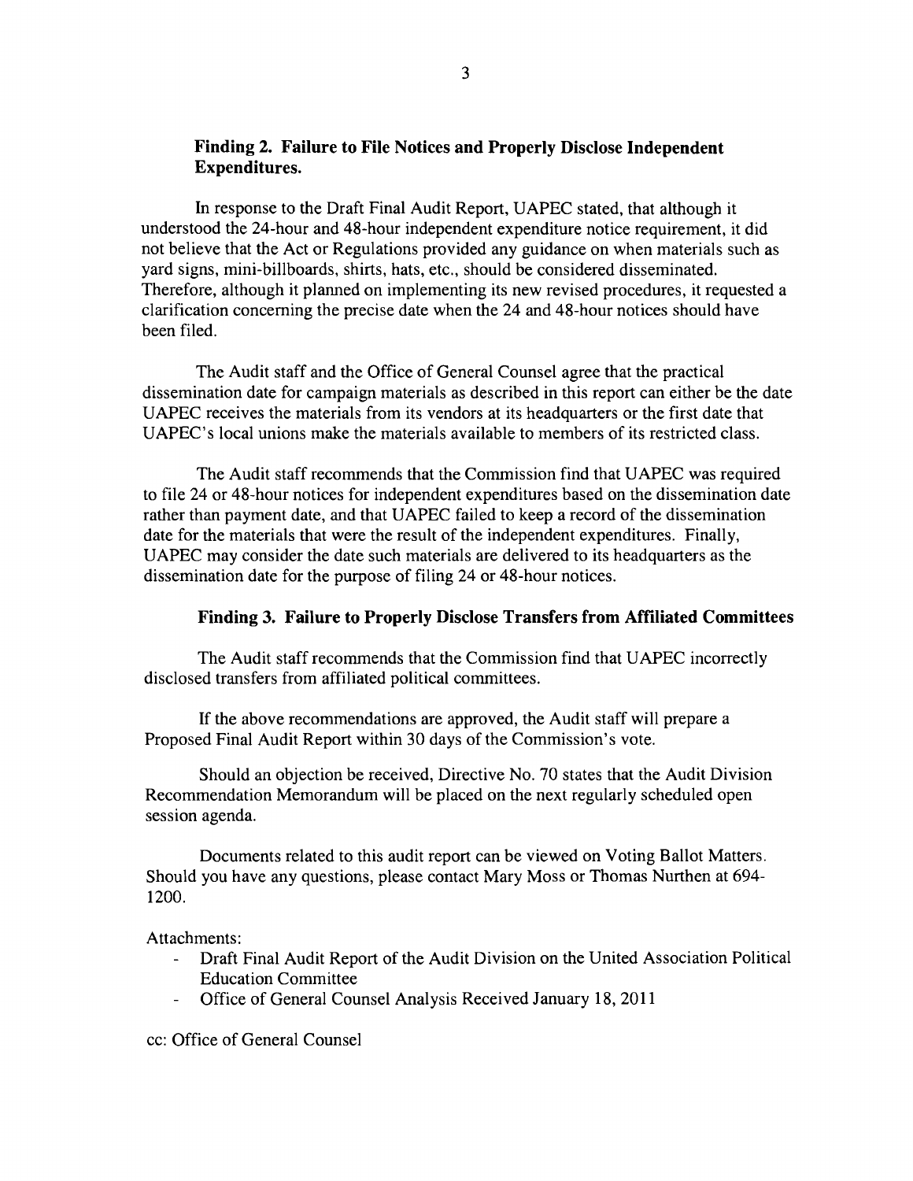### Finding 2. Failure to File Notices and Properly Disclose Independent Expenditures.

In response to the Draft Final Audit Report, UAPEC stated, that although it understood the 24-hour and 48-hour independent expenditure notice requirement, it did not believe that the Act or Regulations provided any guidance on when materials such as yard signs, mini-billboards, shirts, hats, etc., should be considered disseminated. Therefore, although it planned on implementing its new revised procedures, it requested a clarification concerning the precise date when the 24 and 48-hour notices should have been filed.

The Audit staff and the Office of General Counsel agree that the practical dissemination date for campaign materials as described in this report can either be the date UAPEC receives the materials from its vendors at its headquarters or the first date that UAPEC's local unions make the materials available to members of its restricted class.

The Audit staff recommends that the Commission find that UAPEC was required to file 24 or 48-hour notices for independent expenditures based on the dissemination date rather than payment date, and that UAPEC failed to keep a record of the dissemination date for the materials that were the result of the independent expenditures. Finally, UAPEC may consider the date such materials are delivered to its headquarters as the dissemination date for the purpose of filing 24 or 48-hour notices.

### Finding 3. Failure to Properly Disclose Transfers from Affiliated Committees

The Audit staff recommends that the Commission find that UAPEC incorrectly disclosed transfers from affiliated political committees.

If the above recommendations are approved, the Audit staff will prepare a Proposed Final Audit Report within 30 days of the Commission's vote.

Should an objection be received, Directive No. 70 states that the Audit Division Recommendation Memorandum will be placed on the next regularly scheduled open session agenda.

Documents related to this audit report can be viewed on Voting Ballot Matters. Should you have any questions, please contact Mary Moss or Thomas Nurthen at 694-1200.

Attachments:

- Draft Final Audit Report of the Audit Division on the United Association Political Education Committee
- Office of General Counsel Analysis Received January 18, 2011

cc: Office of General Counsel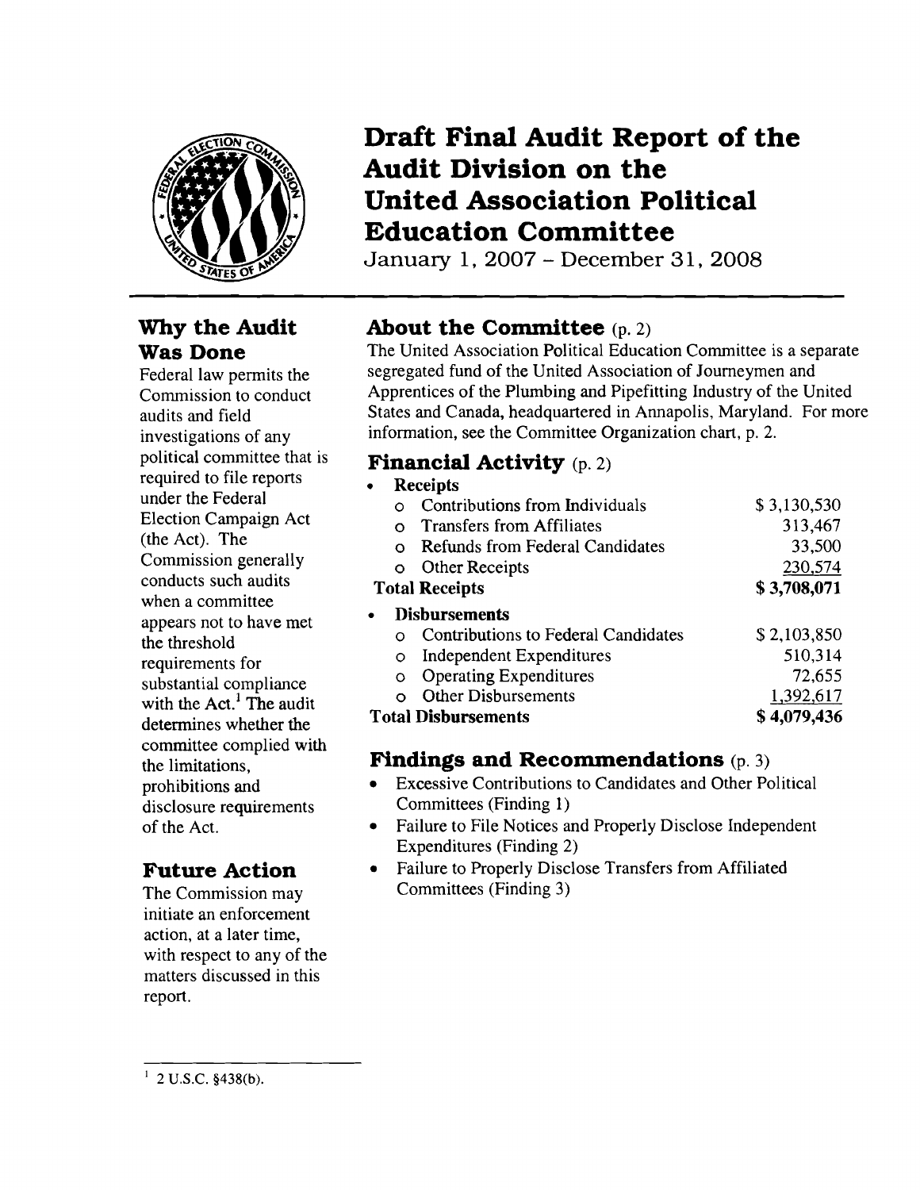# Draft Final Audit Report of the Audit Division on the United Association Political Education Committee

January 1, 2007 – December 31, 2008

## Why the Audit Was Done

Federal law permits the Commission to conduct audits and field investigations of any political committee that is required to file reports under the Federal Election Campaign Act (the Act). The Commission generally conducts such audits when a committee appears not to have met the threshold requirements for substantial compliance with the Act.[1] The audit determines whether the committee complied with the limitations, prohibitions and disclosure requirements of the Act.

## Future Action

The Commission may initiate an enforcement action, at a later time, with respect to any of the matters discussed in this report.

## About the Committee (p. 2)

The United Association Political Education Committee is a separate segregated fund of the United Association of Journeymen and Apprentices of the Plumbing and Pipefitting Industry of the United States and Canada, headquartered in Annapolis, Maryland. For more information, see the Committee Organization chart, p. 2.

## Financial Activity (p. 2)

| | |
|---|---|
| • **Receipts** | |
| o Contributions from Individuals | $ 3,130,530 |
| o Transfers from Affiliates | 313,467 |
| o Refunds from Federal Candidates | 33,500 |
| o Other Receipts | 230,574 |
| **Total Receipts** | **$ 3,708,071** |
| • **Disbursements** | |
| o Contributions to Federal Candidates | $ 2,103,850 |
| o Independent Expenditures | 510,314 |
| o Operating Expenditures | 72,655 |
| o Other Disbursements | 1,392,617 |
| **Total Disbursements** | **$ 4,079,436** |

## Findings and Recommendations (p. 3)

- Excessive Contributions to Candidates and Other Political Committees (Finding 1)
- Failure to File Notices and Properly Disclose Independent Expenditures (Finding 2)
- Failure to Properly Disclose Transfers from Affiliated Committees (Finding 3)

---

[1] 2 U.S.C. §438(b).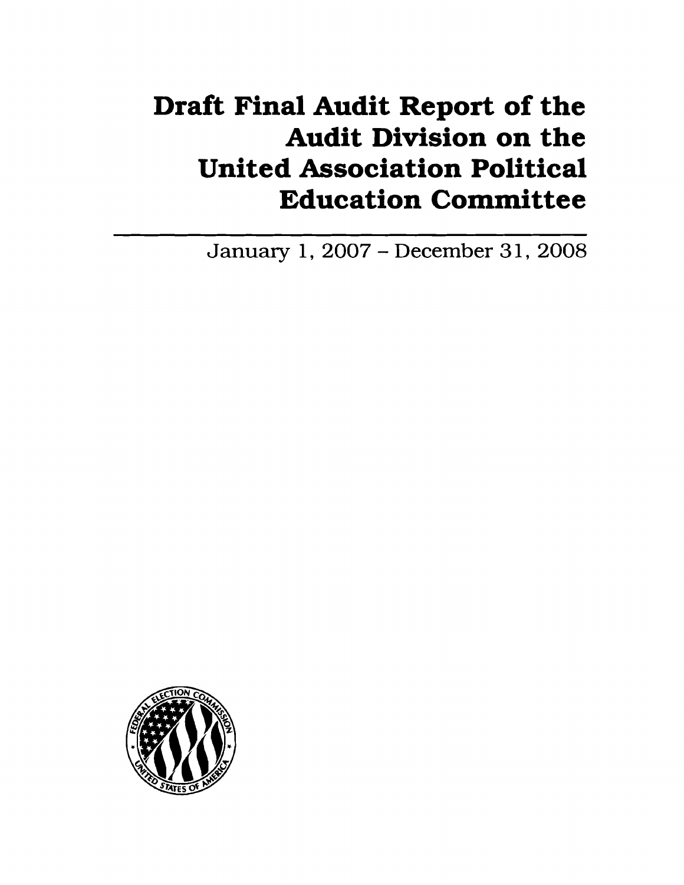# Draft Final Audit Report of the Audit Division on the United Association Political Education Committee

January 1, 2007 – December 31, 2008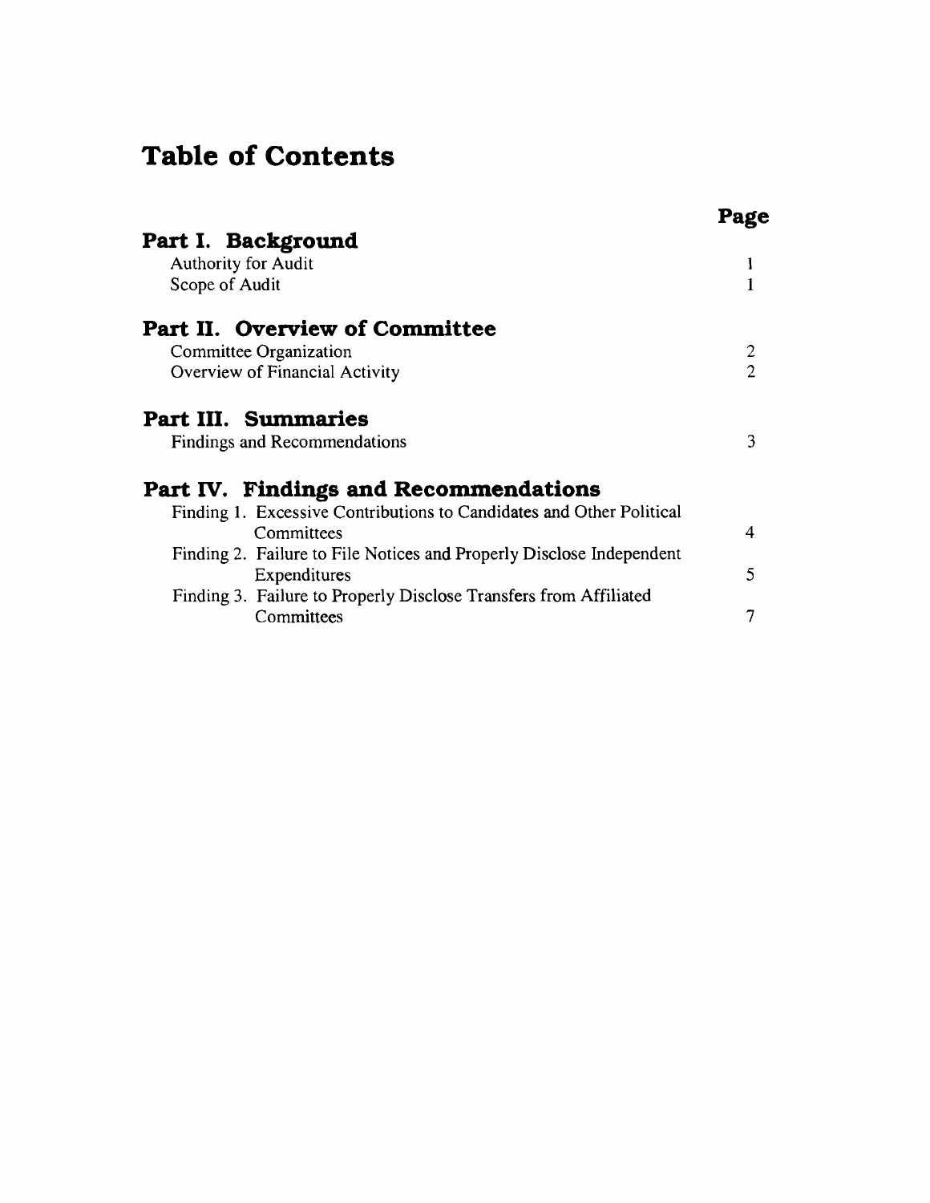# Table of Contents

| | Page |
|---|---|
| **Part I. Background** | |
| Authority for Audit | 1 |
| Scope of Audit | 1 |
| **Part II. Overview of Committee** | |
| Committee Organization | 2 |
| Overview of Financial Activity | 2 |
| **Part III. Summaries** | |
| Findings and Recommendations | 3 |
| **Part IV. Findings and Recommendations** | |
| Finding 1. Excessive Contributions to Candidates and Other Political Committees | 4 |
| Finding 2. Failure to File Notices and Properly Disclose Independent Expenditures | 5 |
| Finding 3. Failure to Properly Disclose Transfers from Affiliated Committees | 7 |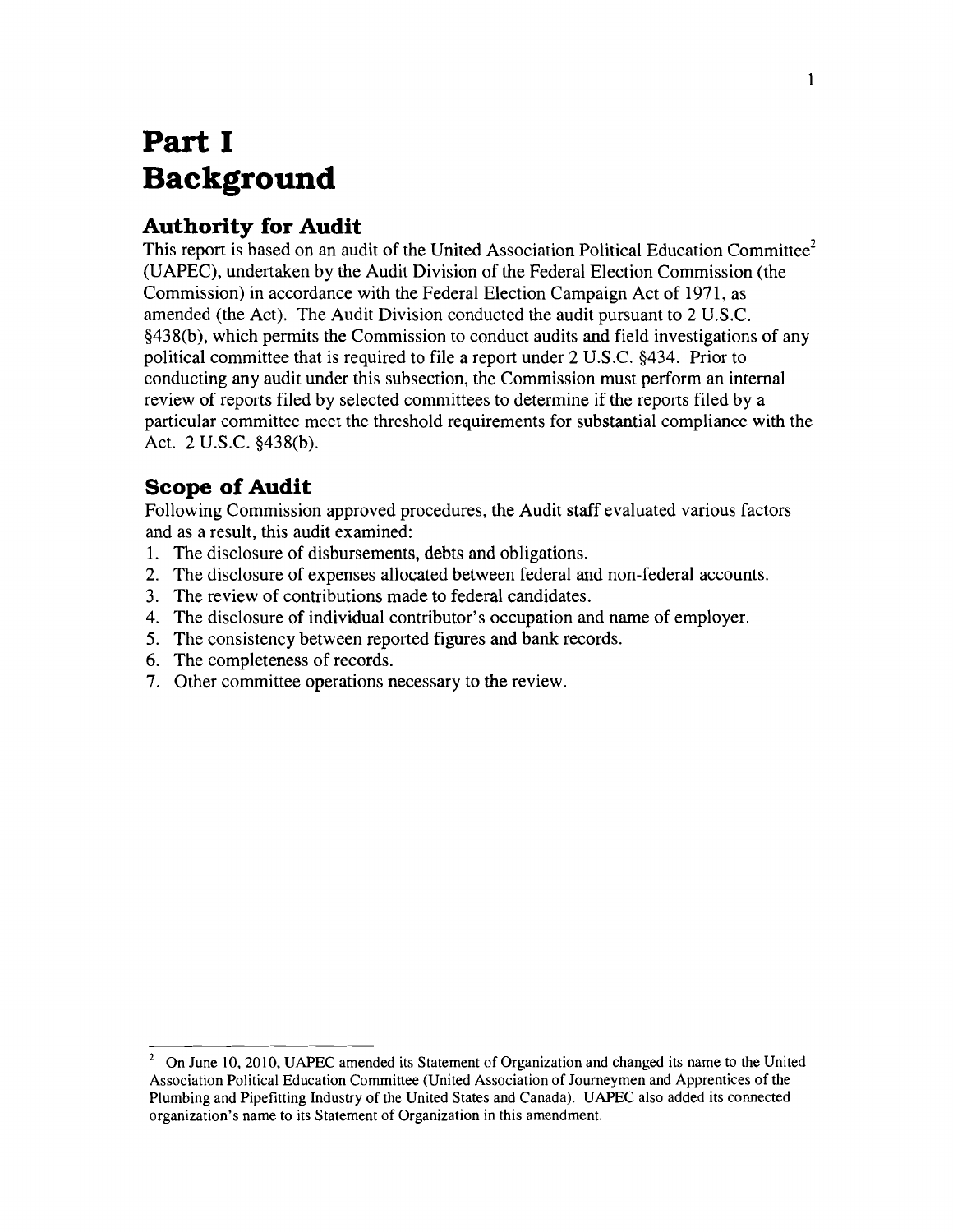# Part I
# Background

## Authority for Audit

This report is based on an audit of the United Association Political Education Committee[2] (UAPEC), undertaken by the Audit Division of the Federal Election Commission (the Commission) in accordance with the Federal Election Campaign Act of 1971, as amended (the Act). The Audit Division conducted the audit pursuant to 2 U.S.C. §438(b), which permits the Commission to conduct audits and field investigations of any political committee that is required to file a report under 2 U.S.C. §434. Prior to conducting any audit under this subsection, the Commission must perform an internal review of reports filed by selected committees to determine if the reports filed by a particular committee meet the threshold requirements for substantial compliance with the Act. 2 U.S.C. §438(b).

## Scope of Audit

Following Commission approved procedures, the Audit staff evaluated various factors and as a result, this audit examined:

1. The disclosure of disbursements, debts and obligations.
2. The disclosure of expenses allocated between federal and non-federal accounts.
3. The review of contributions made to federal candidates.
4. The disclosure of individual contributor's occupation and name of employer.
5. The consistency between reported figures and bank records.
6. The completeness of records.
7. Other committee operations necessary to the review.

---

[2] On June 10, 2010, UAPEC amended its Statement of Organization and changed its name to the United Association Political Education Committee (United Association of Journeymen and Apprentices of the Plumbing and Pipefitting Industry of the United States and Canada). UAPEC also added its connected organization's name to its Statement of Organization in this amendment.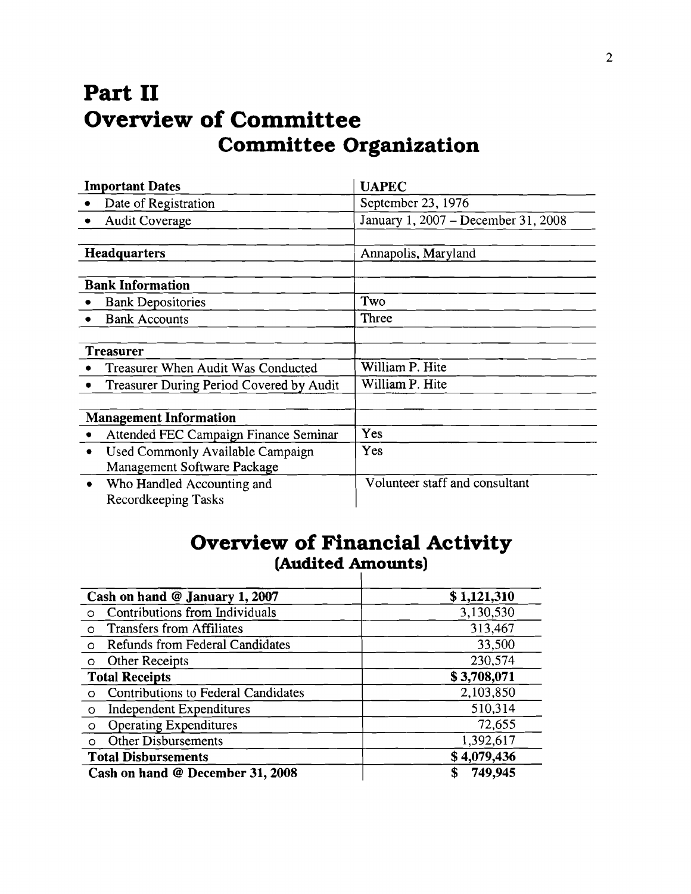# Part II
# Overview of Committee
## Committee Organization

| Important Dates | UAPEC |
|---|---|
| • Date of Registration | September 23, 1976 |
| • Audit Coverage | January 1, 2007 – December 31, 2008 |
| | |
| **Headquarters** | Annapolis, Maryland |
| | |
| **Bank Information** | |
| • Bank Depositories | Two |
| • Bank Accounts | Three |
| | |
| **Treasurer** | |
| • Treasurer When Audit Was Conducted | William P. Hite |
| • Treasurer During Period Covered by Audit | William P. Hite |
| | |
| **Management Information** | |
| • Attended FEC Campaign Finance Seminar | Yes |
| • Used Commonly Available Campaign Management Software Package | Yes |
| • Who Handled Accounting and Recordkeeping Tasks | Volunteer staff and consultant |

## Overview of Financial Activity
### (Audited Amounts)

| | |
|---|---|
| **Cash on hand @ January 1, 2007** | **$ 1,121,310** |
| ○ Contributions from Individuals | 3,130,530 |
| ○ Transfers from Affiliates | 313,467 |
| ○ Refunds from Federal Candidates | 33,500 |
| ○ Other Receipts | 230,574 |
| **Total Receipts** | **$ 3,708,071** |
| ○ Contributions to Federal Candidates | 2,103,850 |
| ○ Independent Expenditures | 510,314 |
| ○ Operating Expenditures | 72,655 |
| ○ Other Disbursements | 1,392,617 |
| **Total Disbursements** | **$ 4,079,436** |
| **Cash on hand @ December 31, 2008** | **$ 749,945** |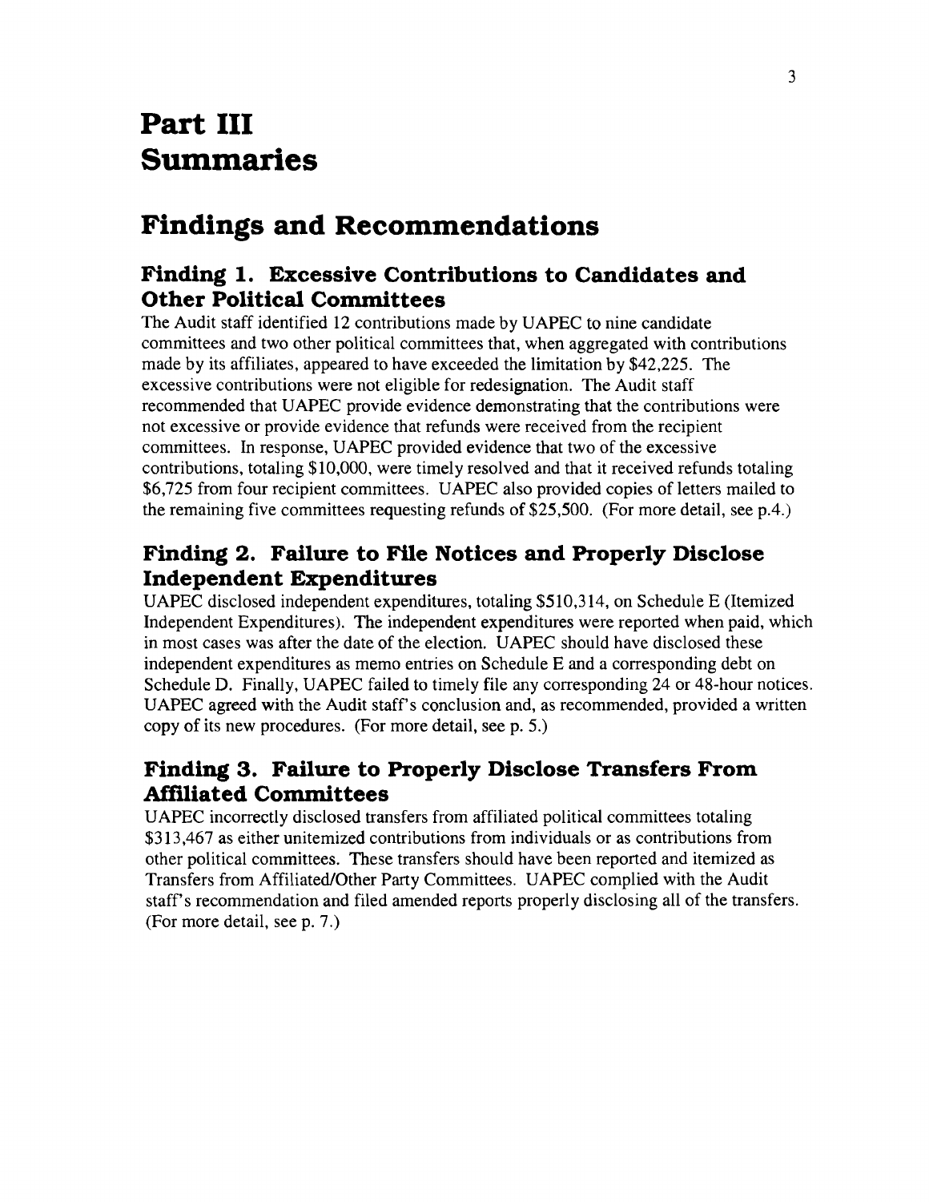# Part III Summaries

## Findings and Recommendations

### Finding 1. Excessive Contributions to Candidates and Other Political Committees

The Audit staff identified 12 contributions made by UAPEC to nine candidate committees and two other political committees that, when aggregated with contributions made by its affiliates, appeared to have exceeded the limitation by $42,225. The excessive contributions were not eligible for redesignation. The Audit staff recommended that UAPEC provide evidence demonstrating that the contributions were not excessive or provide evidence that refunds were received from the recipient committees. In response, UAPEC provided evidence that two of the excessive contributions, totaling $10,000, were timely resolved and that it received refunds totaling $6,725 from four recipient committees. UAPEC also provided copies of letters mailed to the remaining five committees requesting refunds of $25,500. (For more detail, see p.4.)

### Finding 2. Failure to File Notices and Properly Disclose Independent Expenditures

UAPEC disclosed independent expenditures, totaling $510,314, on Schedule E (Itemized Independent Expenditures). The independent expenditures were reported when paid, which in most cases was after the date of the election. UAPEC should have disclosed these independent expenditures as memo entries on Schedule E and a corresponding debt on Schedule D. Finally, UAPEC failed to timely file any corresponding 24 or 48-hour notices. UAPEC agreed with the Audit staff's conclusion and, as recommended, provided a written copy of its new procedures. (For more detail, see p. 5.)

### Finding 3. Failure to Properly Disclose Transfers From Affiliated Committees

UAPEC incorrectly disclosed transfers from affiliated political committees totaling $313,467 as either unitemized contributions from individuals or as contributions from other political committees. These transfers should have been reported and itemized as Transfers from Affiliated/Other Party Committees. UAPEC complied with the Audit staff's recommendation and filed amended reports properly disclosing all of the transfers. (For more detail, see p. 7.)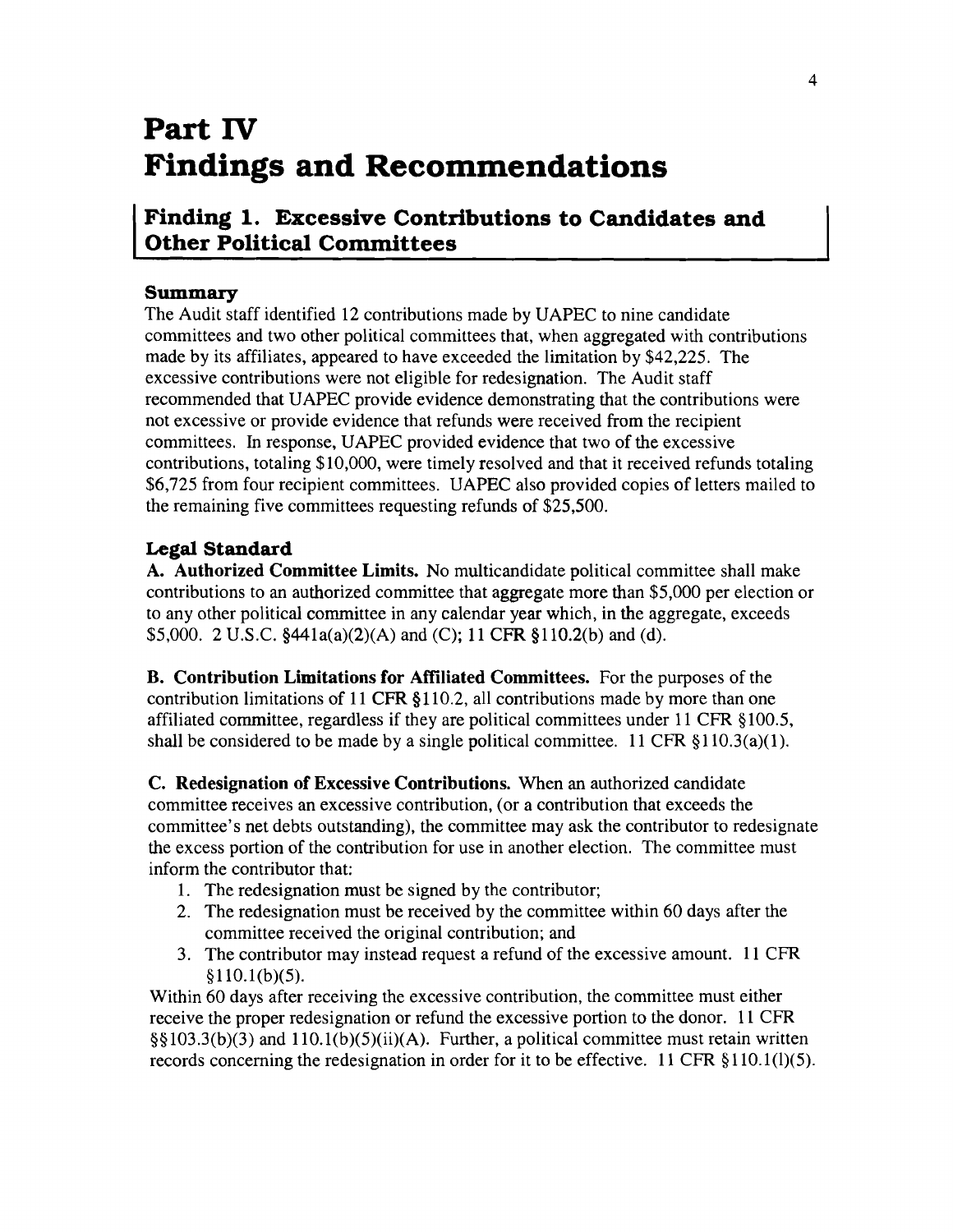# Part IV Findings and Recommendations

## Finding 1. Excessive Contributions to Candidates and Other Political Committees

### Summary

The Audit staff identified 12 contributions made by UAPEC to nine candidate committees and two other political committees that, when aggregated with contributions made by its affiliates, appeared to have exceeded the limitation by $42,225. The excessive contributions were not eligible for redesignation. The Audit staff recommended that UAPEC provide evidence demonstrating that the contributions were not excessive or provide evidence that refunds were received from the recipient committees. In response, UAPEC provided evidence that two of the excessive contributions, totaling $10,000, were timely resolved and that it received refunds totaling $6,725 from four recipient committees. UAPEC also provided copies of letters mailed to the remaining five committees requesting refunds of $25,500.

### Legal Standard

**A. Authorized Committee Limits.** No multicandidate political committee shall make contributions to an authorized committee that aggregate more than $5,000 per election or to any other political committee in any calendar year which, in the aggregate, exceeds $5,000. 2 U.S.C. §441a(a)(2)(A) and (C); 11 CFR §110.2(b) and (d).

**B. Contribution Limitations for Affiliated Committees.** For the purposes of the contribution limitations of 11 CFR §110.2, all contributions made by more than one affiliated committee, regardless if they are political committees under 11 CFR §100.5, shall be considered to be made by a single political committee. 11 CFR §110.3(a)(1).

**C. Redesignation of Excessive Contributions.** When an authorized candidate committee receives an excessive contribution, (or a contribution that exceeds the committee's net debts outstanding), the committee may ask the contributor to redesignate the excess portion of the contribution for use in another election. The committee must inform the contributor that:

1. The redesignation must be signed by the contributor;
2. The redesignation must be received by the committee within 60 days after the committee received the original contribution; and
3. The contributor may instead request a refund of the excessive amount. 11 CFR §110.1(b)(5).

Within 60 days after receiving the excessive contribution, the committee must either receive the proper redesignation or refund the excessive portion to the donor. 11 CFR §§103.3(b)(3) and 110.1(b)(5)(ii)(A). Further, a political committee must retain written records concerning the redesignation in order for it to be effective. 11 CFR §110.1(l)(5).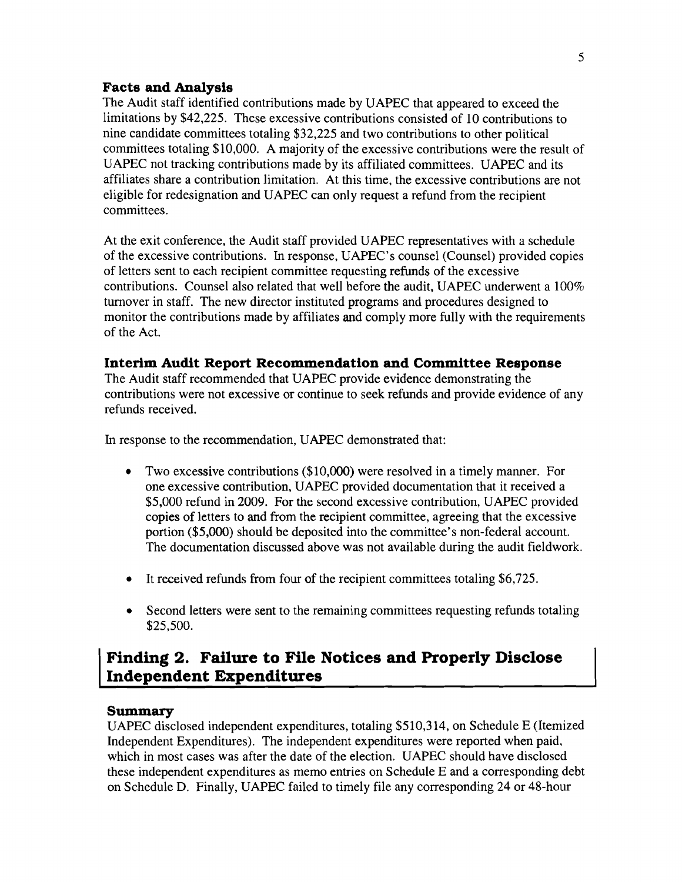### Facts and Analysis

The Audit staff identified contributions made by UAPEC that appeared to exceed the limitations by $42,225. These excessive contributions consisted of 10 contributions to nine candidate committees totaling $32,225 and two contributions to other political committees totaling $10,000. A majority of the excessive contributions were the result of UAPEC not tracking contributions made by its affiliated committees. UAPEC and its affiliates share a contribution limitation. At this time, the excessive contributions are not eligible for redesignation and UAPEC can only request a refund from the recipient committees.

At the exit conference, the Audit staff provided UAPEC representatives with a schedule of the excessive contributions. In response, UAPEC's counsel (Counsel) provided copies of letters sent to each recipient committee requesting refunds of the excessive contributions. Counsel also related that well before the audit, UAPEC underwent a 100% turnover in staff. The new director instituted programs and procedures designed to monitor the contributions made by affiliates and comply more fully with the requirements of the Act.

### Interim Audit Report Recommendation and Committee Response

The Audit staff recommended that UAPEC provide evidence demonstrating the contributions were not excessive or continue to seek refunds and provide evidence of any refunds received.

In response to the recommendation, UAPEC demonstrated that:

- Two excessive contributions ($10,000) were resolved in a timely manner. For one excessive contribution, UAPEC provided documentation that it received a $5,000 refund in 2009. For the second excessive contribution, UAPEC provided copies of letters to and from the recipient committee, agreeing that the excessive portion ($5,000) should be deposited into the committee's non-federal account. The documentation discussed above was not available during the audit fieldwork.

- It received refunds from four of the recipient committees totaling $6,725.

- Second letters were sent to the remaining committees requesting refunds totaling $25,500.

## Finding 2. Failure to File Notices and Properly Disclose Independent Expenditures

### Summary

UAPEC disclosed independent expenditures, totaling $510,314, on Schedule E (Itemized Independent Expenditures). The independent expenditures were reported when paid, which in most cases was after the date of the election. UAPEC should have disclosed these independent expenditures as memo entries on Schedule E and a corresponding debt on Schedule D. Finally, UAPEC failed to timely file any corresponding 24 or 48-hour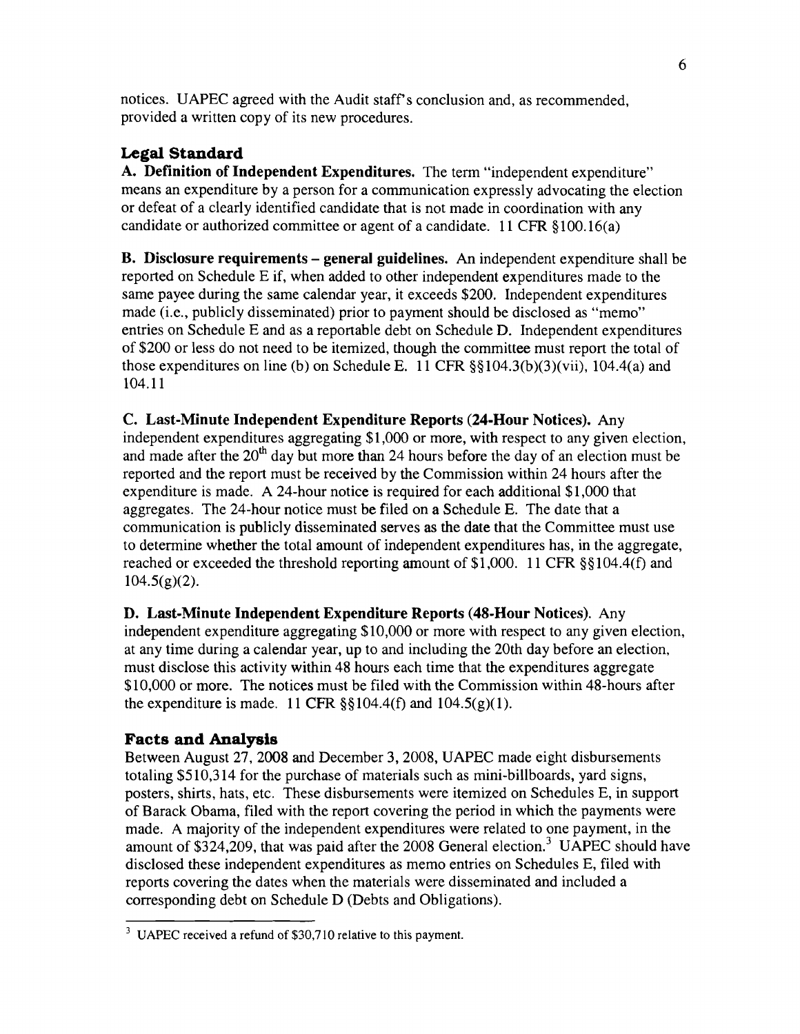notices. UAPEC agreed with the Audit staff's conclusion and, as recommended, provided a written copy of its new procedures.

## Legal Standard

**A. Definition of Independent Expenditures.** The term "independent expenditure" means an expenditure by a person for a communication expressly advocating the election or defeat of a clearly identified candidate that is not made in coordination with any candidate or authorized committee or agent of a candidate. 11 CFR §100.16(a)

**B. Disclosure requirements – general guidelines.** An independent expenditure shall be reported on Schedule E if, when added to other independent expenditures made to the same payee during the same calendar year, it exceeds $200. Independent expenditures made (i.e., publicly disseminated) prior to payment should be disclosed as "memo" entries on Schedule E and as a reportable debt on Schedule D. Independent expenditures of $200 or less do not need to be itemized, though the committee must report the total of those expenditures on line (b) on Schedule E. 11 CFR §§104.3(b)(3)(vii), 104.4(a) and 104.11

**C. Last-Minute Independent Expenditure Reports (24-Hour Notices).** Any independent expenditures aggregating $1,000 or more, with respect to any given election, and made after the 20th day but more than 24 hours before the day of an election must be reported and the report must be received by the Commission within 24 hours after the expenditure is made. A 24-hour notice is required for each additional $1,000 that aggregates. The 24-hour notice must be filed on a Schedule E. The date that a communication is publicly disseminated serves as the date that the Committee must use to determine whether the total amount of independent expenditures has, in the aggregate, reached or exceeded the threshold reporting amount of $1,000. 11 CFR §§104.4(f) and 104.5(g)(2).

**D. Last-Minute Independent Expenditure Reports (48-Hour Notices).** Any independent expenditure aggregating $10,000 or more with respect to any given election, at any time during a calendar year, up to and including the 20th day before an election, must disclose this activity within 48 hours each time that the expenditures aggregate $10,000 or more. The notices must be filed with the Commission within 48-hours after the expenditure is made. 11 CFR §§104.4(f) and 104.5(g)(1).

## Facts and Analysis

Between August 27, 2008 and December 3, 2008, UAPEC made eight disbursements totaling $510,314 for the purchase of materials such as mini-billboards, yard signs, posters, shirts, hats, etc. These disbursements were itemized on Schedules E, in support of Barack Obama, filed with the report covering the period in which the payments were made. A majority of the independent expenditures were related to one payment, in the amount of $324,209, that was paid after the 2008 General election.[3] UAPEC should have disclosed these independent expenditures as memo entries on Schedules E, filed with reports covering the dates when the materials were disseminated and included a corresponding debt on Schedule D (Debts and Obligations).

---

[3] UAPEC received a refund of $30,710 relative to this payment.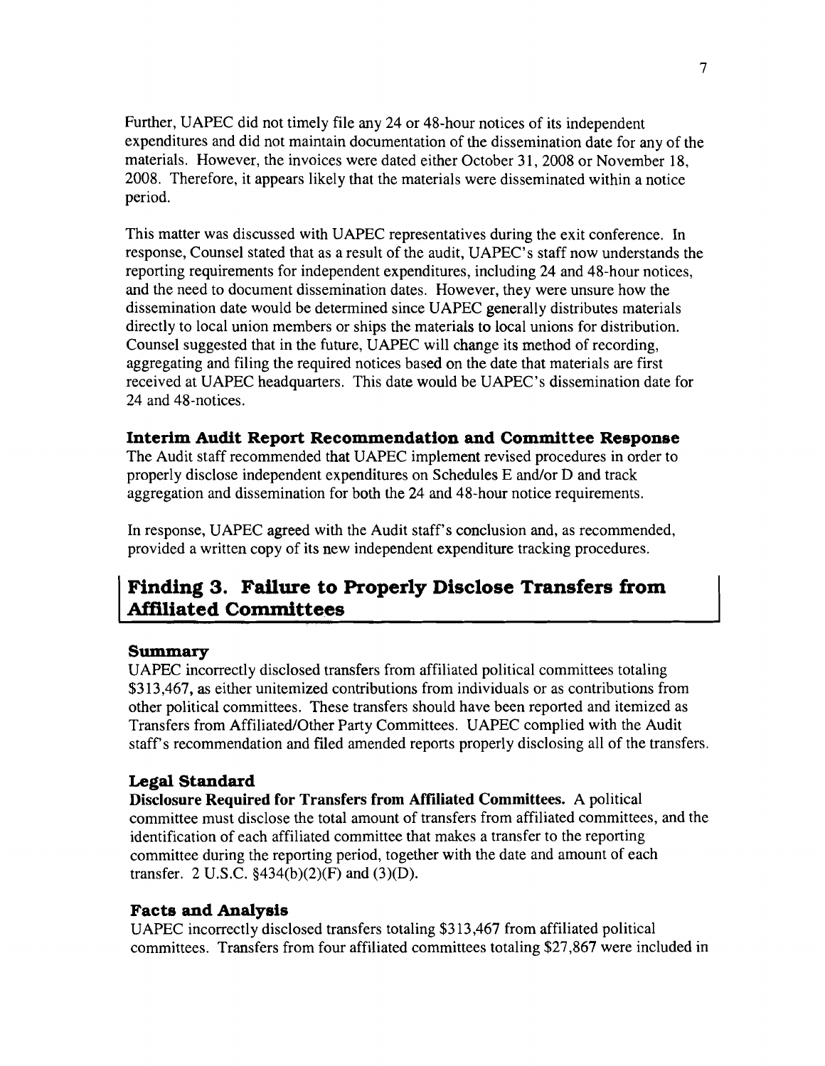Further, UAPEC did not timely file any 24 or 48-hour notices of its independent expenditures and did not maintain documentation of the dissemination date for any of the materials. However, the invoices were dated either October 31, 2008 or November 18, 2008. Therefore, it appears likely that the materials were disseminated within a notice period.

This matter was discussed with UAPEC representatives during the exit conference. In response, Counsel stated that as a result of the audit, UAPEC's staff now understands the reporting requirements for independent expenditures, including 24 and 48-hour notices, and the need to document dissemination dates. However, they were unsure how the dissemination date would be determined since UAPEC generally distributes materials directly to local union members or ships the materials to local unions for distribution. Counsel suggested that in the future, UAPEC will change its method of recording, aggregating and filing the required notices based on the date that materials are first received at UAPEC headquarters. This date would be UAPEC's dissemination date for 24 and 48-notices.

### Interim Audit Report Recommendation and Committee Response

The Audit staff recommended that UAPEC implement revised procedures in order to properly disclose independent expenditures on Schedules E and/or D and track aggregation and dissemination for both the 24 and 48-hour notice requirements.

In response, UAPEC agreed with the Audit staff's conclusion and, as recommended, provided a written copy of its new independent expenditure tracking procedures.

## Finding 3. Failure to Properly Disclose Transfers from Affiliated Committees

### Summary

UAPEC incorrectly disclosed transfers from affiliated political committees totaling $313,467, as either unitemized contributions from individuals or as contributions from other political committees. These transfers should have been reported and itemized as Transfers from Affiliated/Other Party Committees. UAPEC complied with the Audit staff's recommendation and filed amended reports properly disclosing all of the transfers.

### Legal Standard

**Disclosure Required for Transfers from Affiliated Committees.** A political committee must disclose the total amount of transfers from affiliated committees, and the identification of each affiliated committee that makes a transfer to the reporting committee during the reporting period, together with the date and amount of each transfer. 2 U.S.C. §434(b)(2)(F) and (3)(D).

### Facts and Analysis

UAPEC incorrectly disclosed transfers totaling $313,467 from affiliated political committees. Transfers from four affiliated committees totaling $27,867 were included in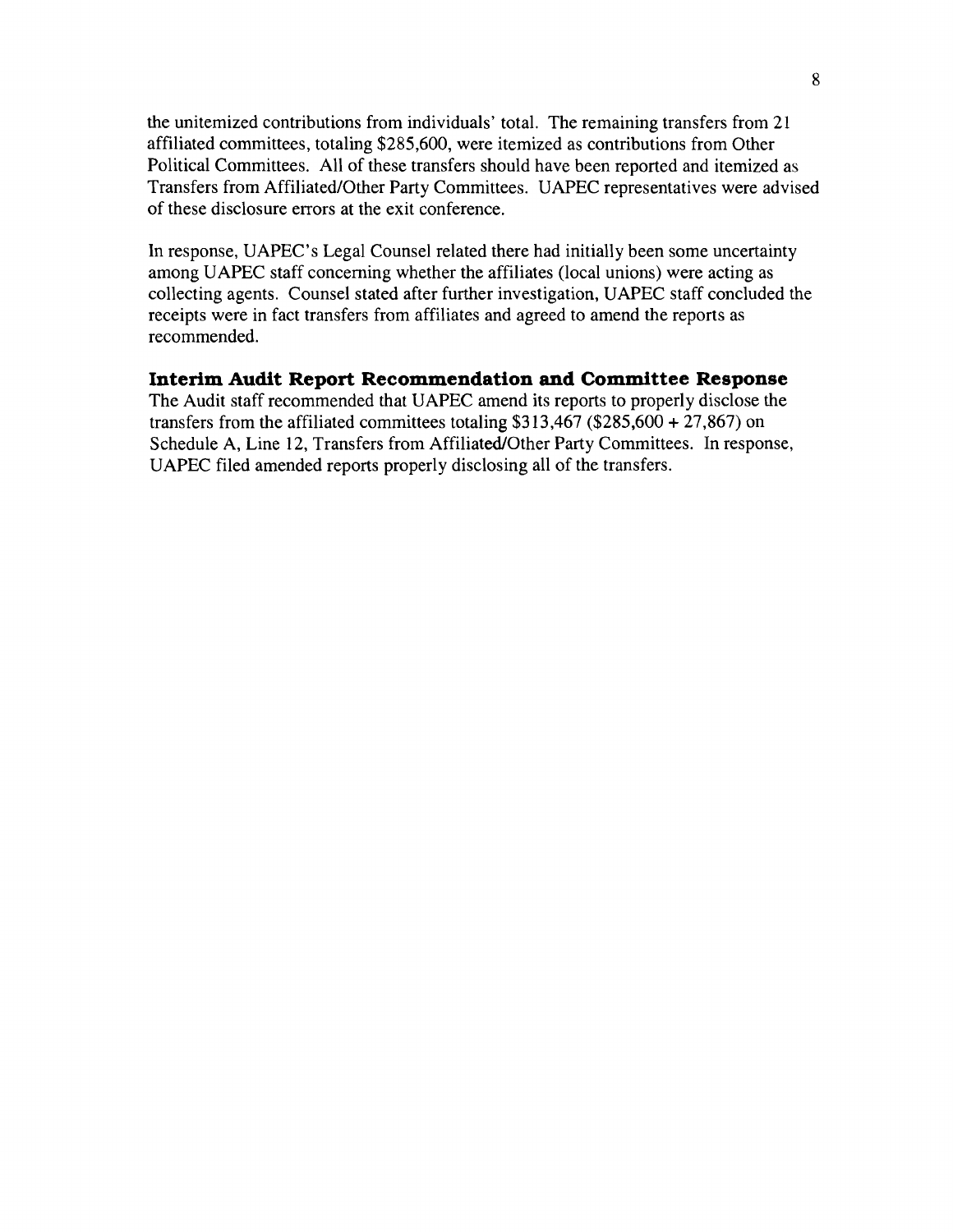the unitemized contributions from individuals' total. The remaining transfers from 21 affiliated committees, totaling $285,600, were itemized as contributions from Other Political Committees. All of these transfers should have been reported and itemized as Transfers from Affiliated/Other Party Committees. UAPEC representatives were advised of these disclosure errors at the exit conference.

In response, UAPEC's Legal Counsel related there had initially been some uncertainty among UAPEC staff concerning whether the affiliates (local unions) were acting as collecting agents. Counsel stated after further investigation, UAPEC staff concluded the receipts were in fact transfers from affiliates and agreed to amend the reports as recommended.

### Interim Audit Report Recommendation and Committee Response

The Audit staff recommended that UAPEC amend its reports to properly disclose the transfers from the affiliated committees totaling $313,467 ($285,600 + 27,867) on Schedule A, Line 12, Transfers from Affiliated/Other Party Committees. In response, UAPEC filed amended reports properly disclosing all of the transfers.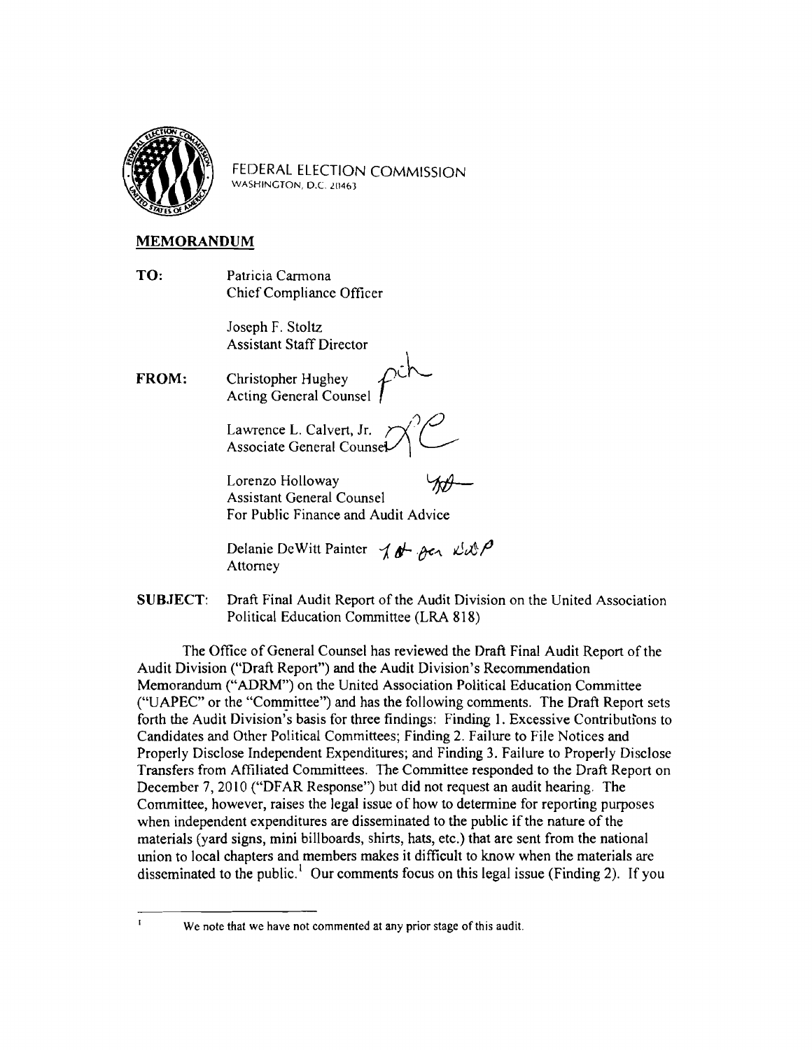FEDERAL ELECTION COMMISSION
WASHINGTON, D.C. 20463

## MEMORANDUM

**TO:** Patricia Carmona
Chief Compliance Officer

Joseph F. Stoltz
Assistant Staff Director

**FROM:** Christopher Hughey
Acting General Counsel

Lawrence L. Calvert, Jr.
Associate General Counsel

Lorenzo Holloway
Assistant General Counsel
For Public Finance and Audit Advice

Delanie DeWitt Painter
Attorney

**SUBJECT:** Draft Final Audit Report of the Audit Division on the United Association Political Education Committee (LRA 818)

The Office of General Counsel has reviewed the Draft Final Audit Report of the Audit Division ("Draft Report") and the Audit Division's Recommendation Memorandum ("ADRM") on the United Association Political Education Committee ("UAPEC" or the "Committee") and has the following comments. The Draft Report sets forth the Audit Division's basis for three findings: Finding 1. Excessive Contributions to Candidates and Other Political Committees; Finding 2. Failure to File Notices and Properly Disclose Independent Expenditures; and Finding 3. Failure to Properly Disclose Transfers from Affiliated Committees. The Committee responded to the Draft Report on December 7, 2010 ("DFAR Response") but did not request an audit hearing. The Committee, however, raises the legal issue of how to determine for reporting purposes when independent expenditures are disseminated to the public if the nature of the materials (yard signs, mini billboards, shirts, hats, etc.) that are sent from the national union to local chapters and members makes it difficult to know when the materials are disseminated to the public.[1] Our comments focus on this legal issue (Finding 2). If you

[1] We note that we have not commented at any prior stage of this audit.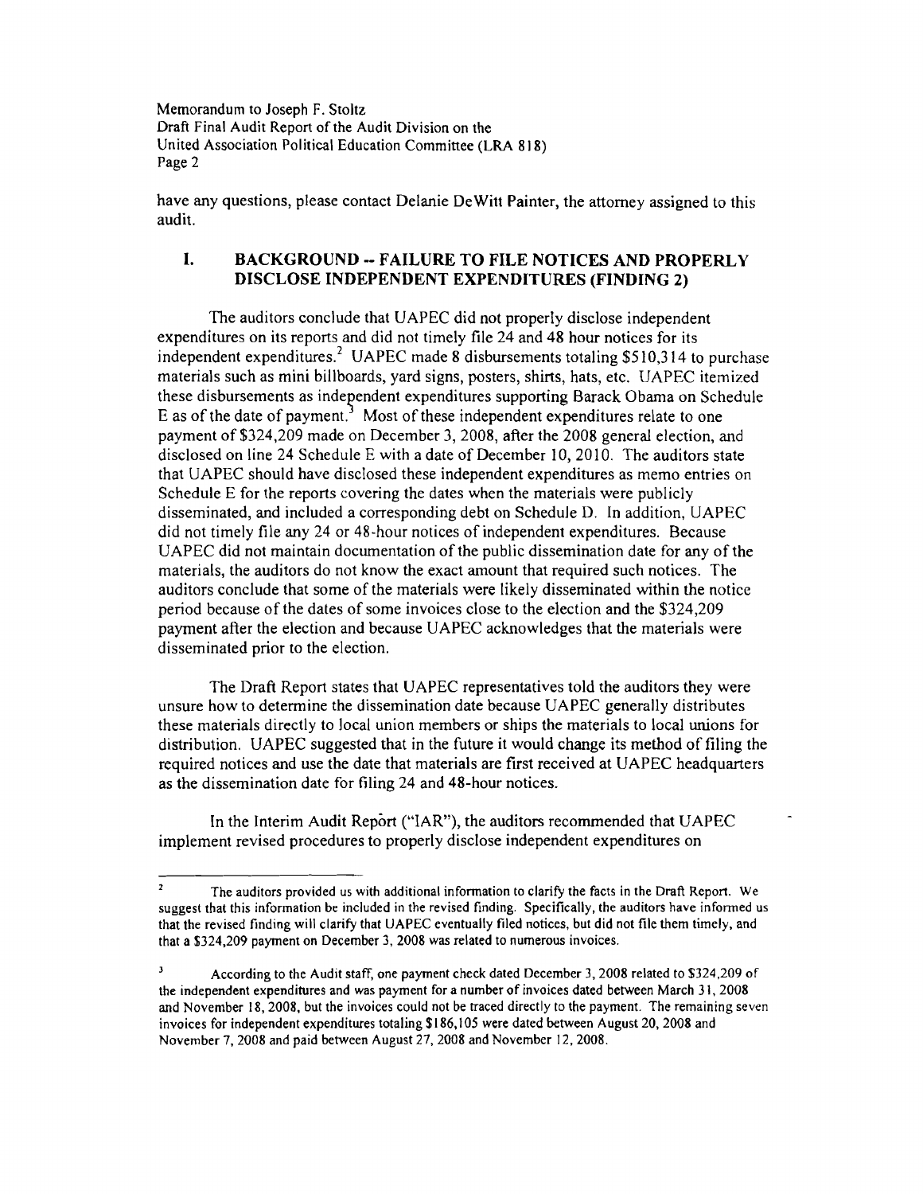have any questions, please contact Delanie DeWitt Painter, the attorney assigned to this audit.

## I. BACKGROUND -- FAILURE TO FILE NOTICES AND PROPERLY DISCLOSE INDEPENDENT EXPENDITURES (FINDING 2)

The auditors conclude that UAPEC did not properly disclose independent expenditures on its reports and did not timely file 24 and 48 hour notices for its independent expenditures.[2] UAPEC made 8 disbursements totaling $510,314 to purchase materials such as mini billboards, yard signs, posters, shirts, hats, etc. UAPEC itemized these disbursements as independent expenditures supporting Barack Obama on Schedule E as of the date of payment.[3] Most of these independent expenditures relate to one payment of $324,209 made on December 3, 2008, after the 2008 general election, and disclosed on line 24 Schedule E with a date of December 10, 2010. The auditors state that UAPEC should have disclosed these independent expenditures as memo entries on Schedule E for the reports covering the dates when the materials were publicly disseminated, and included a corresponding debt on Schedule D. In addition, UAPEC did not timely file any 24 or 48-hour notices of independent expenditures. Because UAPEC did not maintain documentation of the public dissemination date for any of the materials, the auditors do not know the exact amount that required such notices. The auditors conclude that some of the materials were likely disseminated within the notice period because of the dates of some invoices close to the election and the $324,209 payment after the election and because UAPEC acknowledges that the materials were disseminated prior to the election.

The Draft Report states that UAPEC representatives told the auditors they were unsure how to determine the dissemination date because UAPEC generally distributes these materials directly to local union members or ships the materials to local unions for distribution. UAPEC suggested that in the future it would change its method of filing the required notices and use the date that materials are first received at UAPEC headquarters as the dissemination date for filing 24 and 48-hour notices.

In the Interim Audit Report ("IAR"), the auditors recommended that UAPEC implement revised procedures to properly disclose independent expenditures on

---

[2] The auditors provided us with additional information to clarify the facts in the Draft Report. We suggest that this information be included in the revised finding. Specifically, the auditors have informed us that the revised finding will clarify that UAPEC eventually filed notices, but did not file them timely, and that a $324,209 payment on December 3, 2008 was related to numerous invoices.

[3] According to the Audit staff, one payment check dated December 3, 2008 related to $324,209 of the independent expenditures and was payment for a number of invoices dated between March 31, 2008 and November 18, 2008, but the invoices could not be traced directly to the payment. The remaining seven invoices for independent expenditures totaling $186,105 were dated between August 20, 2008 and November 7, 2008 and paid between August 27, 2008 and November 12, 2008.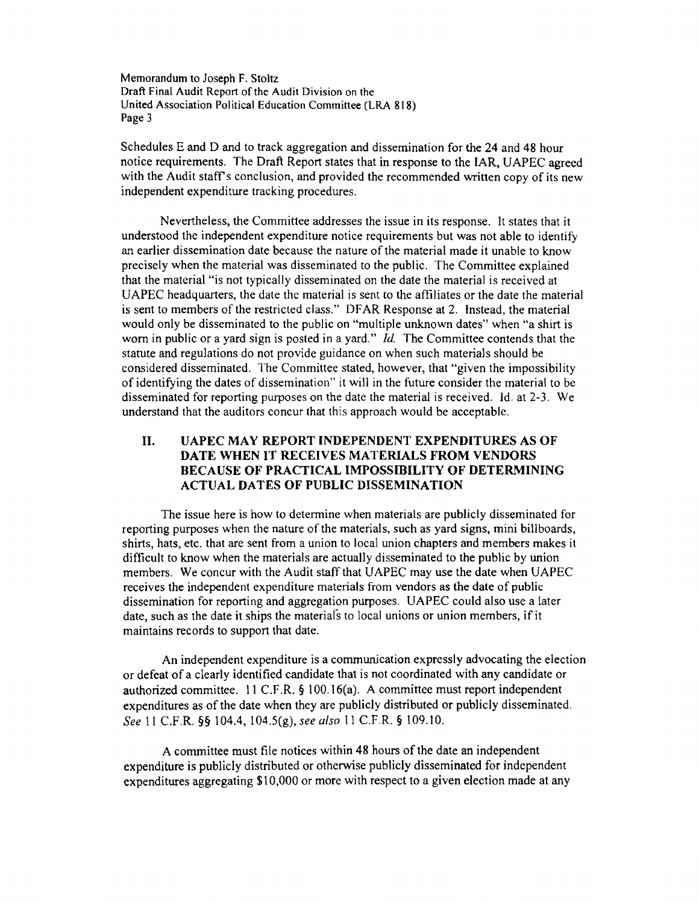Schedules E and D and to track aggregation and dissemination for the 24 and 48 hour notice requirements. The Draft Report states that in response to the IAR, UAPEC agreed with the Audit staff's conclusion, and provided the recommended written copy of its new independent expenditure tracking procedures.

Nevertheless, the Committee addresses the issue in its response. It states that it understood the independent expenditure notice requirements but was not able to identify an earlier dissemination date because the nature of the material made it unable to know precisely when the material was disseminated to the public. The Committee explained that the material "is not typically disseminated on the date the material is received at UAPEC headquarters, the date the material is sent to the affiliates or the date the material is sent to members of the restricted class." DFAR Response at 2. Instead, the material would only be disseminated to the public on "multiple unknown dates" when "a shirt is worn in public or a yard sign is posted in a yard." *Id.* The Committee contends that the statute and regulations do not provide guidance on when such materials should be considered disseminated. The Committee stated, however, that "given the impossibility of identifying the dates of dissemination" it will in the future consider the material to be disseminated for reporting purposes on the date the material is received. Id. at 2-3. We understand that the auditors concur that this approach would be acceptable.

## II. UAPEC MAY REPORT INDEPENDENT EXPENDITURES AS OF DATE WHEN IT RECEIVES MATERIALS FROM VENDORS BECAUSE OF PRACTICAL IMPOSSIBILITY OF DETERMINING ACTUAL DATES OF PUBLIC DISSEMINATION

The issue here is how to determine when materials are publicly disseminated for reporting purposes when the nature of the materials, such as yard signs, mini billboards, shirts, hats, etc. that are sent from a union to local union chapters and members makes it difficult to know when the materials are actually disseminated to the public by union members. We concur with the Audit staff that UAPEC may use the date when UAPEC receives the independent expenditure materials from vendors as the date of public dissemination for reporting and aggregation purposes. UAPEC could also use a later date, such as the date it ships the materials to local unions or union members, if it maintains records to support that date.

An independent expenditure is a communication expressly advocating the election or defeat of a clearly identified candidate that is not coordinated with any candidate or authorized committee. 11 C.F.R. § 100.16(a). A committee must report independent expenditures as of the date when they are publicly distributed or publicly disseminated. *See* 11 C.F.R. §§ 104.4, 104.5(g), *see also* 11 C.F.R. § 109.10.

A committee must file notices within 48 hours of the date an independent expenditure is publicly distributed or otherwise publicly disseminated for independent expenditures aggregating $10,000 or more with respect to a given election made at any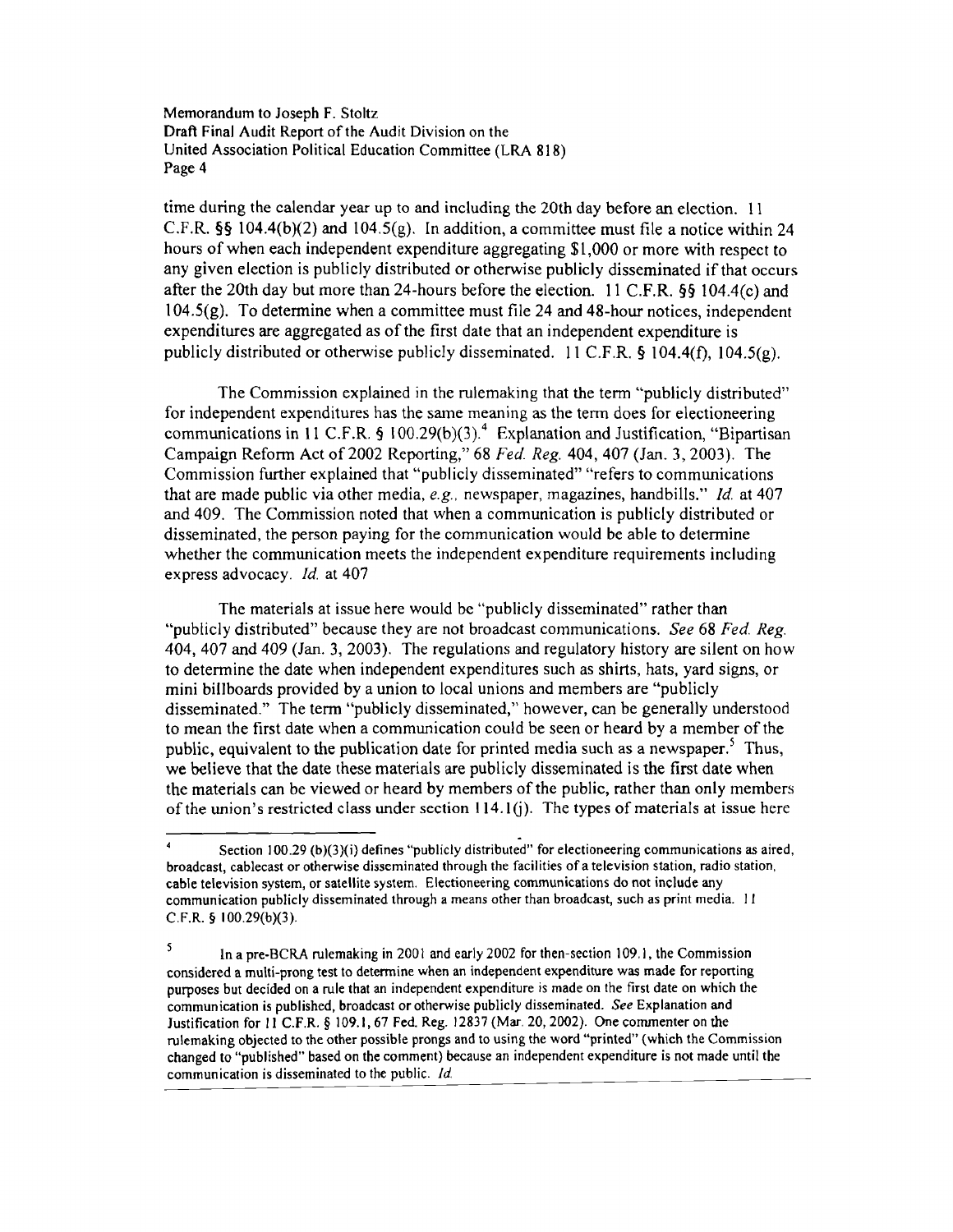time during the calendar year up to and including the 20th day before an election. 11 C.F.R. §§ 104.4(b)(2) and 104.5(g). In addition, a committee must file a notice within 24 hours of when each independent expenditure aggregating $1,000 or more with respect to any given election is publicly distributed or otherwise publicly disseminated if that occurs after the 20th day but more than 24-hours before the election. 11 C.F.R. §§ 104.4(c) and 104.5(g). To determine when a committee must file 24 and 48-hour notices, independent expenditures are aggregated as of the first date that an independent expenditure is publicly distributed or otherwise publicly disseminated. 11 C.F.R. § 104.4(f), 104.5(g).

The Commission explained in the rulemaking that the term "publicly distributed" for independent expenditures has the same meaning as the term does for electioneering communications in 11 C.F.R. § 100.29(b)(3).[4] Explanation and Justification, "Bipartisan Campaign Reform Act of 2002 Reporting," 68 *Fed. Reg.* 404, 407 (Jan. 3, 2003). The Commission further explained that "publicly disseminated" "refers to communications that are made public via other media, *e.g.*, newspaper, magazines, handbills." *Id.* at 407 and 409. The Commission noted that when a communication is publicly distributed or disseminated, the person paying for the communication would be able to determine whether the communication meets the independent expenditure requirements including express advocacy. *Id.* at 407

The materials at issue here would be "publicly disseminated" rather than "publicly distributed" because they are not broadcast communications. *See* 68 *Fed. Reg.* 404, 407 and 409 (Jan. 3, 2003). The regulations and regulatory history are silent on how to determine the date when independent expenditures such as shirts, hats, yard signs, or mini billboards provided by a union to local unions and members are "publicly disseminated." The term "publicly disseminated," however, can be generally understood to mean the first date when a communication could be seen or heard by a member of the public, equivalent to the publication date for printed media such as a newspaper.[5] Thus, we believe that the date these materials are publicly disseminated is the first date when the materials can be viewed or heard by members of the public, rather than only members of the union's restricted class under section 114.1(j). The types of materials at issue here

---

[4] Section 100.29 (b)(3)(i) defines "publicly distributed" for electioneering communications as aired, broadcast, cablecast or otherwise disseminated through the facilities of a television station, radio station, cable television system, or satellite system. Electioneering communications do not include any communication publicly disseminated through a means other than broadcast, such as print media. 11 C.F.R. § 100.29(b)(3).

[5] In a pre-BCRA rulemaking in 2001 and early 2002 for then-section 109.1, the Commission considered a multi-prong test to determine when an independent expenditure was made for reporting purposes but decided on a rule that an independent expenditure is made on the first date on which the communication is published, broadcast or otherwise publicly disseminated. *See* Explanation and Justification for 11 C.F.R. § 109.1, 67 Fed. Reg. 12837 (Mar. 20, 2002). One commenter on the rulemaking objected to the other possible prongs and to using the word "printed" (which the Commission changed to "published" based on the comment) because an independent expenditure is not made until the communication is disseminated to the public. *Id.*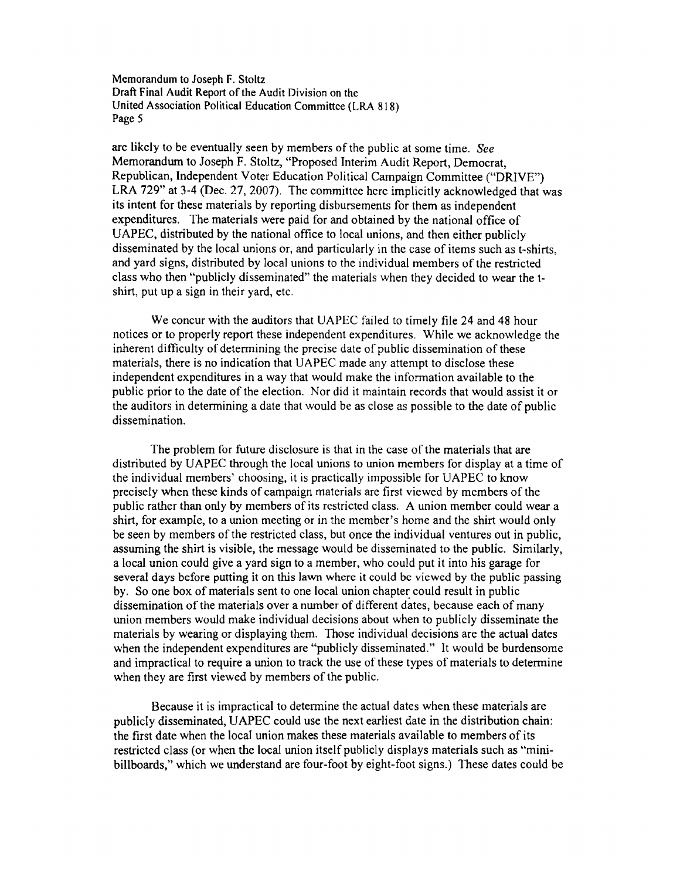are likely to be eventually seen by members of the public at some time. *See* Memorandum to Joseph F. Stoltz, "Proposed Interim Audit Report, Democrat, Republican, Independent Voter Education Political Campaign Committee ("DRIVE") LRA 729" at 3-4 (Dec. 27, 2007). The committee here implicitly acknowledged that was its intent for these materials by reporting disbursements for them as independent expenditures. The materials were paid for and obtained by the national office of UAPEC, distributed by the national office to local unions, and then either publicly disseminated by the local unions or, and particularly in the case of items such as t-shirts, and yard signs, distributed by local unions to the individual members of the restricted class who then "publicly disseminated" the materials when they decided to wear the t-shirt, put up a sign in their yard, etc.

We concur with the auditors that UAPEC failed to timely file 24 and 48 hour notices or to properly report these independent expenditures. While we acknowledge the inherent difficulty of determining the precise date of public dissemination of these materials, there is no indication that UAPEC made any attempt to disclose these independent expenditures in a way that would make the information available to the public prior to the date of the election. Nor did it maintain records that would assist it or the auditors in determining a date that would be as close as possible to the date of public dissemination.

The problem for future disclosure is that in the case of the materials that are distributed by UAPEC through the local unions to union members for display at a time of the individual members' choosing, it is practically impossible for UAPEC to know precisely when these kinds of campaign materials are first viewed by members of the public rather than only by members of its restricted class. A union member could wear a shirt, for example, to a union meeting or in the member's home and the shirt would only be seen by members of the restricted class, but once the individual ventures out in public, assuming the shirt is visible, the message would be disseminated to the public. Similarly, a local union could give a yard sign to a member, who could put it into his garage for several days before putting it on this lawn where it could be viewed by the public passing by. So one box of materials sent to one local union chapter could result in public dissemination of the materials over a number of different dates, because each of many union members would make individual decisions about when to publicly disseminate the materials by wearing or displaying them. Those individual decisions are the actual dates when the independent expenditures are "publicly disseminated." It would be burdensome and impractical to require a union to track the use of these types of materials to determine when they are first viewed by members of the public.

Because it is impractical to determine the actual dates when these materials are publicly disseminated, UAPEC could use the next earliest date in the distribution chain: the first date when the local union makes these materials available to members of its restricted class (or when the local union itself publicly displays materials such as "mini-billboards," which we understand are four-foot by eight-foot signs.) These dates could be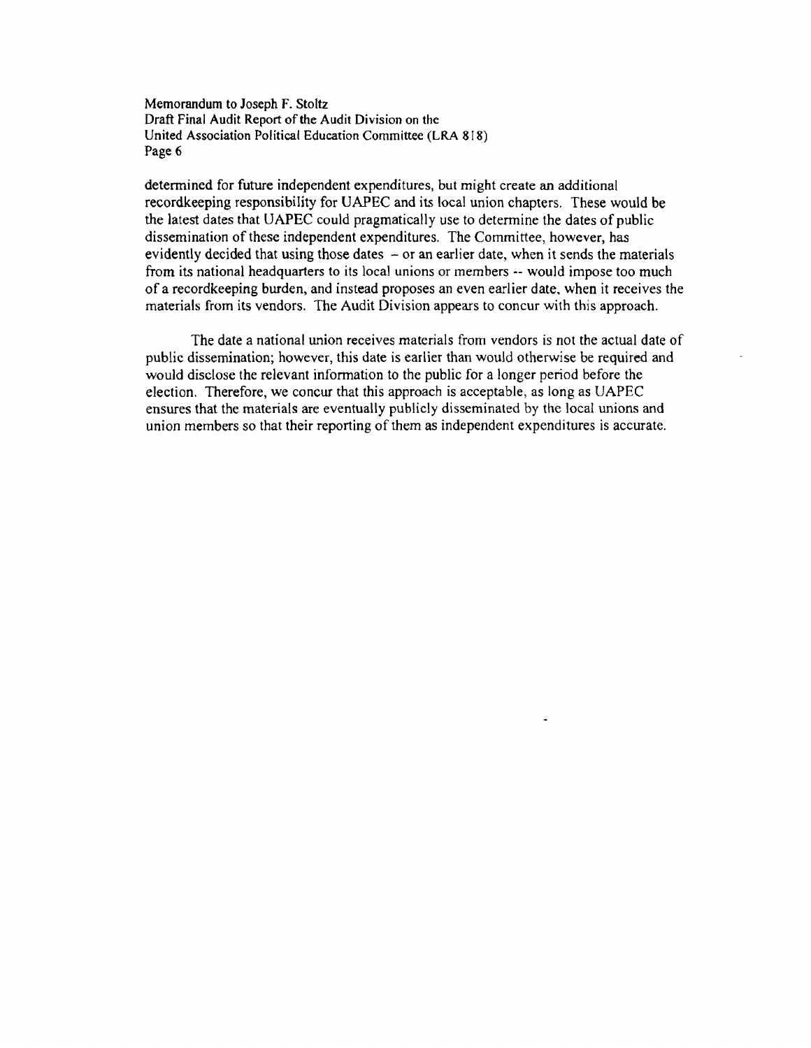determined for future independent expenditures, but might create an additional recordkeeping responsibility for UAPEC and its local union chapters. These would be the latest dates that UAPEC could pragmatically use to determine the dates of public dissemination of these independent expenditures. The Committee, however, has evidently decided that using those dates – or an earlier date, when it sends the materials from its national headquarters to its local unions or members -- would impose too much of a recordkeeping burden, and instead proposes an even earlier date, when it receives the materials from its vendors. The Audit Division appears to concur with this approach.

The date a national union receives materials from vendors is not the actual date of public dissemination; however, this date is earlier than would otherwise be required and would disclose the relevant information to the public for a longer period before the election. Therefore, we concur that this approach is acceptable, as long as UAPEC ensures that the materials are eventually publicly disseminated by the local unions and union members so that their reporting of them as independent expenditures is accurate.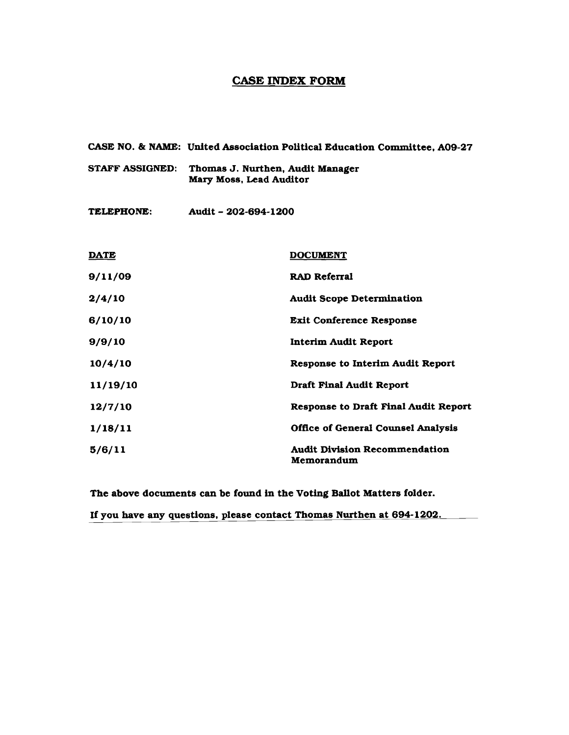# CASE INDEX FORM

**CASE NO. & NAME:** United Association Political Education Committee, A09-27

**STAFF ASSIGNED:** Thomas J. Nurthen, Audit Manager
Mary Moss, Lead Auditor

**TELEPHONE:** Audit – 202-694-1200

| DATE | DOCUMENT |
|---|---|
| 9/11/09 | RAD Referral |
| 2/4/10 | Audit Scope Determination |
| 6/10/10 | Exit Conference Response |
| 9/9/10 | Interim Audit Report |
| 10/4/10 | Response to Interim Audit Report |
| 11/19/10 | Draft Final Audit Report |
| 12/7/10 | Response to Draft Final Audit Report |
| 1/18/11 | Office of General Counsel Analysis |
| 5/6/11 | Audit Division Recommendation Memorandum |

**The above documents can be found in the Voting Ballot Matters folder.**

**If you have any questions, please contact Thomas Nurthen at 694-1202.**